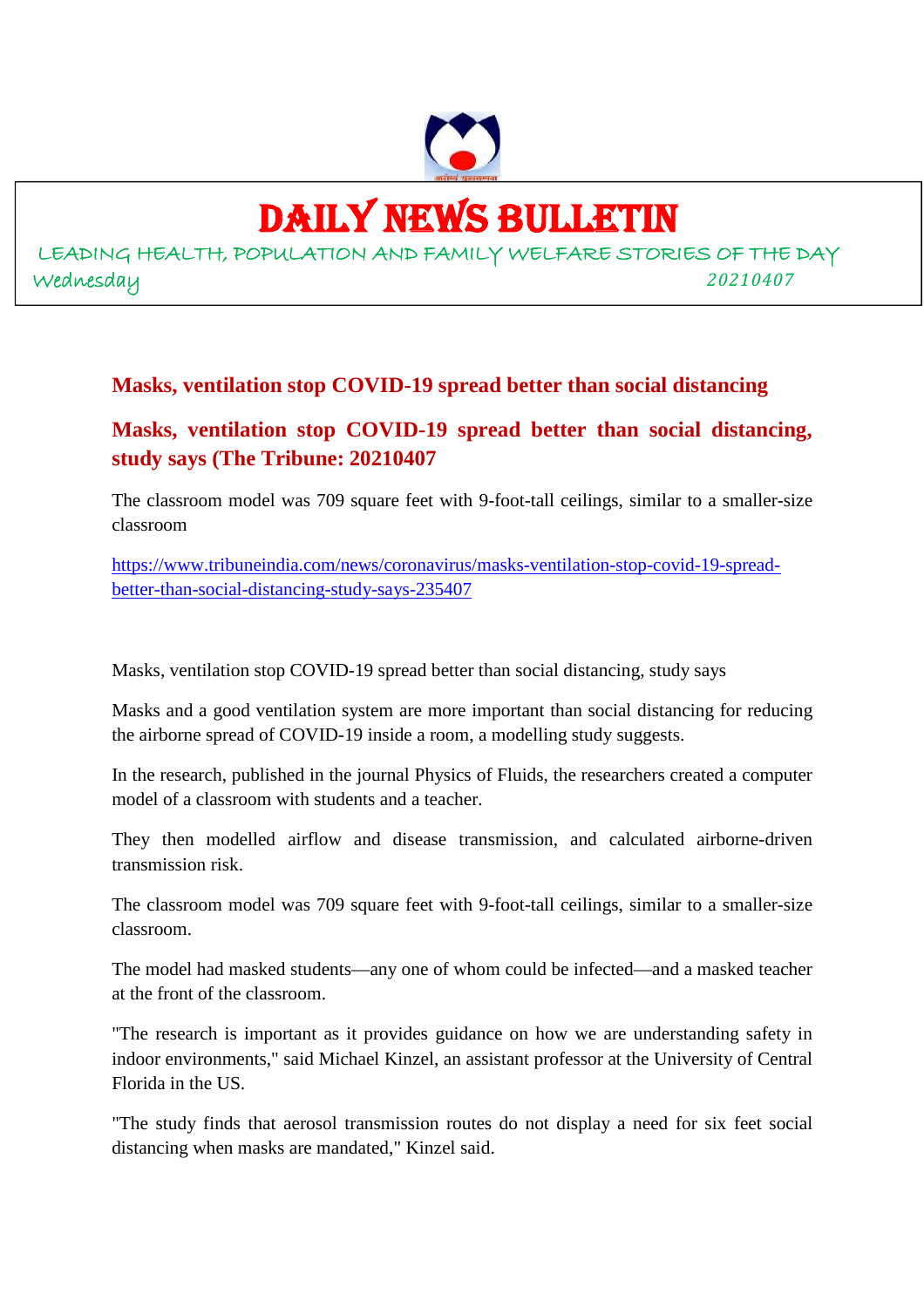# DAILY NEWS BULLETIN

LEADING HEALTH, POPULATION AND FAMILY WELFARE STORIES OF THE DAY

Wednesday 20210407

## Masks, ventilation stop COVID-19 spread better than social distancing

## Masks, ventilation stop COVID-19 spread better than social distancing, study says (The Tribune: 20210407

The classroom model was 709 square feet with 9-foot-tall ceilings, similar to a smaller-size classroom

https://www.tribuneindia.com/news/coronavirus/masks-ventilation-stop-covid-19-spread-better-than-social-distancing-study-says-235407

Masks, ventilation stop COVID-19 spread better than social distancing, study says

Masks and a good ventilation system are more important than social distancing for reducing the airborne spread of COVID-19 inside a room, a modelling study suggests.

In the research, published in the journal Physics of Fluids, the researchers created a computer model of a classroom with students and a teacher.

They then modelled airflow and disease transmission, and calculated airborne-driven transmission risk.

The classroom model was 709 square feet with 9-foot-tall ceilings, similar to a smaller-size classroom.

The model had masked students—any one of whom could be infected—and a masked teacher at the front of the classroom.

"The research is important as it provides guidance on how we are understanding safety in indoor environments," said Michael Kinzel, an assistant professor at the University of Central Florida in the US.

"The study finds that aerosol transmission routes do not display a need for six feet social distancing when masks are mandated," Kinzel said.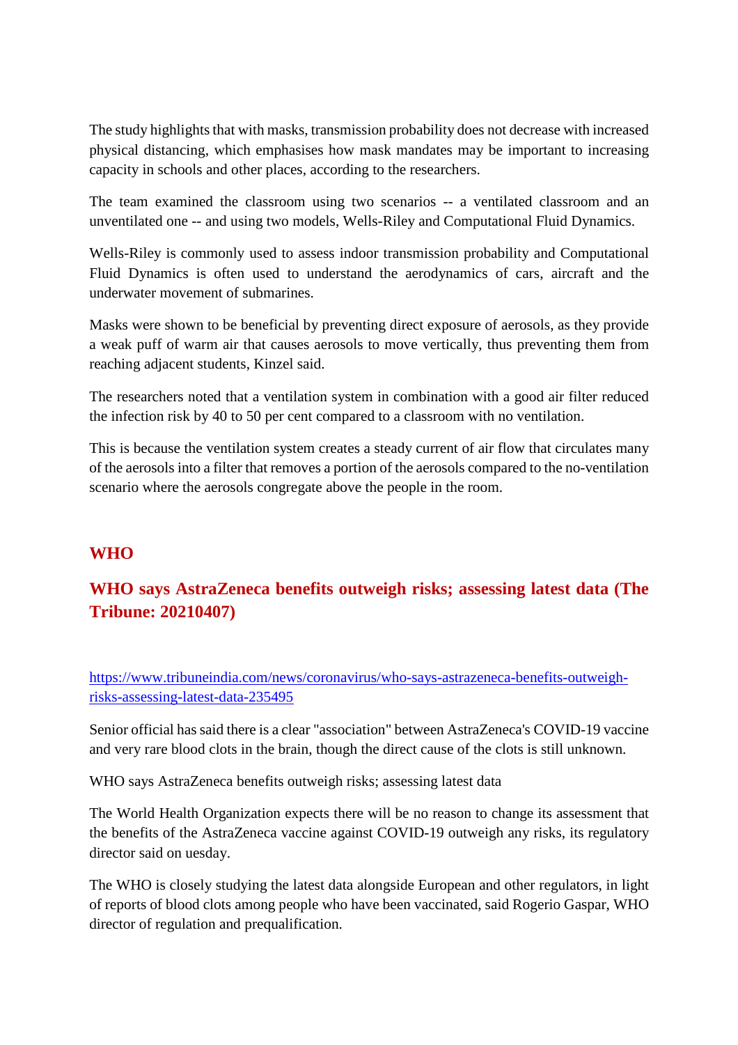The study highlights that with masks, transmission probability does not decrease with increased physical distancing, which emphasises how mask mandates may be important to increasing capacity in schools and other places, according to the researchers.

The team examined the classroom using two scenarios -- a ventilated classroom and an unventilated one -- and using two models, Wells-Riley and Computational Fluid Dynamics.

Wells-Riley is commonly used to assess indoor transmission probability and Computational Fluid Dynamics is often used to understand the aerodynamics of cars, aircraft and the underwater movement of submarines.

Masks were shown to be beneficial by preventing direct exposure of aerosols, as they provide a weak puff of warm air that causes aerosols to move vertically, thus preventing them from reaching adjacent students, Kinzel said.

The researchers noted that a ventilation system in combination with a good air filter reduced the infection risk by 40 to 50 per cent compared to a classroom with no ventilation.

This is because the ventilation system creates a steady current of air flow that circulates many of the aerosols into a filter that removes a portion of the aerosols compared to the no-ventilation scenario where the aerosols congregate above the people in the room.

## WHO

## WHO says AstraZeneca benefits outweigh risks; assessing latest data (The Tribune: 20210407)

https://www.tribuneindia.com/news/coronavirus/who-says-astrazeneca-benefits-outweigh-risks-assessing-latest-data-235495

Senior official has said there is a clear "association" between AstraZeneca's COVID-19 vaccine and very rare blood clots in the brain, though the direct cause of the clots is still unknown.

WHO says AstraZeneca benefits outweigh risks; assessing latest data

The World Health Organization expects there will be no reason to change its assessment that the benefits of the AstraZeneca vaccine against COVID-19 outweigh any risks, its regulatory director said on uesday.

The WHO is closely studying the latest data alongside European and other regulators, in light of reports of blood clots among people who have been vaccinated, said Rogerio Gaspar, WHO director of regulation and prequalification.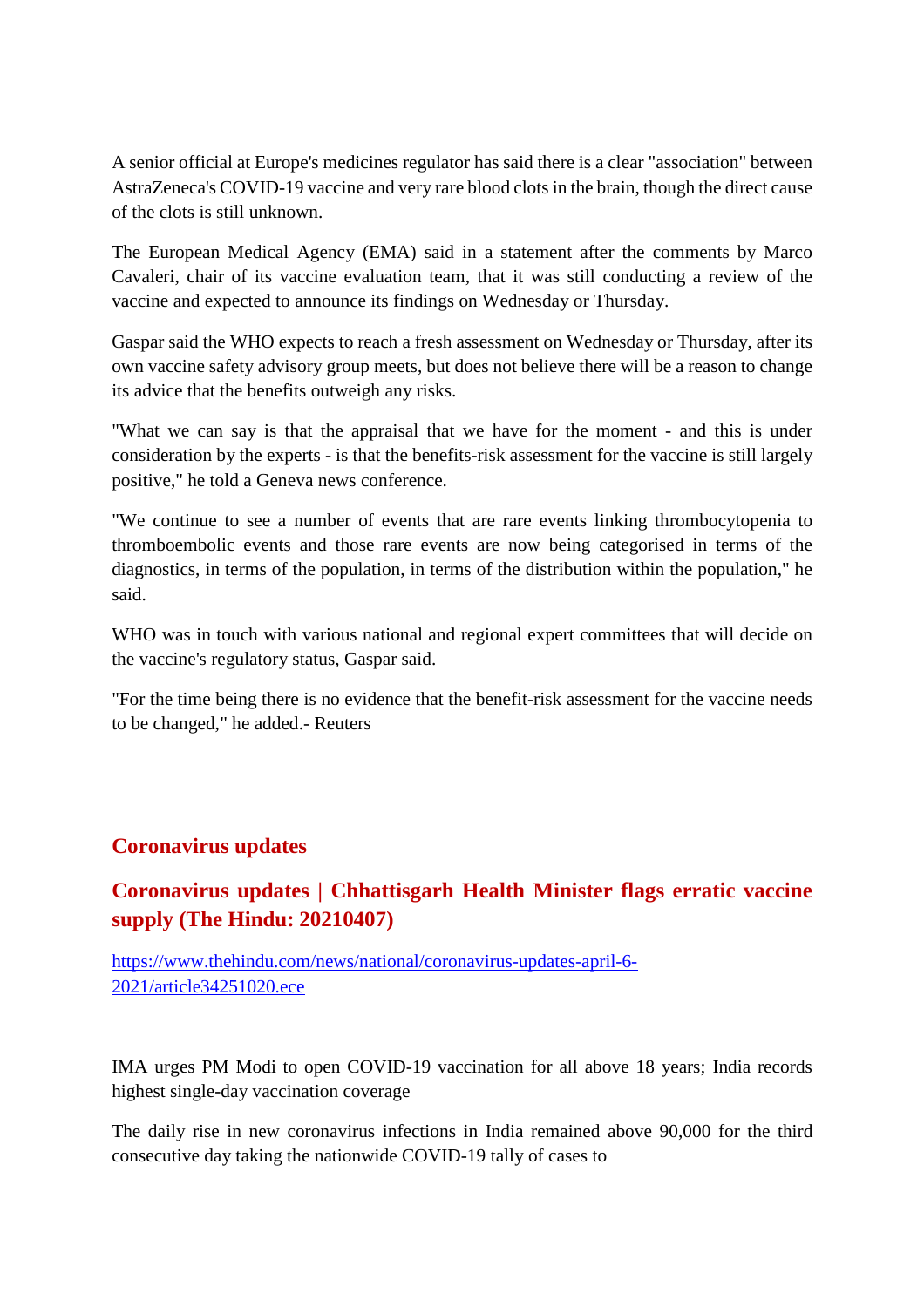A senior official at Europe's medicines regulator has said there is a clear "association" between AstraZeneca's COVID-19 vaccine and very rare blood clots in the brain, though the direct cause of the clots is still unknown.

The European Medical Agency (EMA) said in a statement after the comments by Marco Cavaleri, chair of its vaccine evaluation team, that it was still conducting a review of the vaccine and expected to announce its findings on Wednesday or Thursday.

Gaspar said the WHO expects to reach a fresh assessment on Wednesday or Thursday, after its own vaccine safety advisory group meets, but does not believe there will be a reason to change its advice that the benefits outweigh any risks.

"What we can say is that the appraisal that we have for the moment - and this is under consideration by the experts - is that the benefits-risk assessment for the vaccine is still largely positive," he told a Geneva news conference.

"We continue to see a number of events that are rare events linking thrombocytopenia to thromboembolic events and those rare events are now being categorised in terms of the diagnostics, in terms of the population, in terms of the distribution within the population," he said.

WHO was in touch with various national and regional expert committees that will decide on the vaccine's regulatory status, Gaspar said.

"For the time being there is no evidence that the benefit-risk assessment for the vaccine needs to be changed," he added.- Reuters

## Coronavirus updates

### Coronavirus updates | Chhattisgarh Health Minister flags erratic vaccine supply (The Hindu: 20210407)

https://www.thehindu.com/news/national/coronavirus-updates-april-6-2021/article34251020.ece

IMA urges PM Modi to open COVID-19 vaccination for all above 18 years; India records highest single-day vaccination coverage

The daily rise in new coronavirus infections in India remained above 90,000 for the third consecutive day taking the nationwide COVID-19 tally of cases to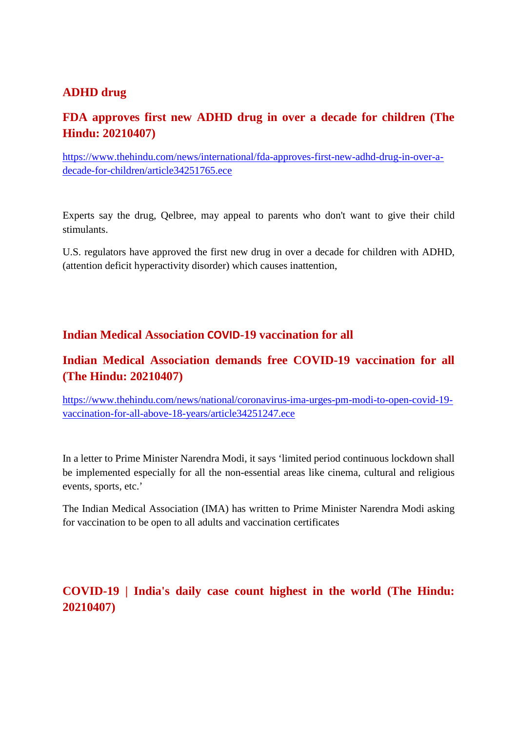## ADHD drug

## FDA approves first new ADHD drug in over a decade for children (The Hindu: 20210407)

https://www.thehindu.com/news/international/fda-approves-first-new-adhd-drug-in-over-a-decade-for-children/article34251765.ece

Experts say the drug, Qelbree, may appeal to parents who don't want to give their child stimulants.

U.S. regulators have approved the first new drug in over a decade for children with ADHD, (attention deficit hyperactivity disorder) which causes inattention,

## Indian Medical Association COVID-19 vaccination for all

## Indian Medical Association demands free COVID-19 vaccination for all (The Hindu: 20210407)

https://www.thehindu.com/news/national/coronavirus-ima-urges-pm-modi-to-open-covid-19-vaccination-for-all-above-18-years/article34251247.ece

In a letter to Prime Minister Narendra Modi, it says 'limited period continuous lockdown shall be implemented especially for all the non-essential areas like cinema, cultural and religious events, sports, etc.'

The Indian Medical Association (IMA) has written to Prime Minister Narendra Modi asking for vaccination to be open to all adults and vaccination certificates

## COVID-19 | India's daily case count highest in the world (The Hindu: 20210407)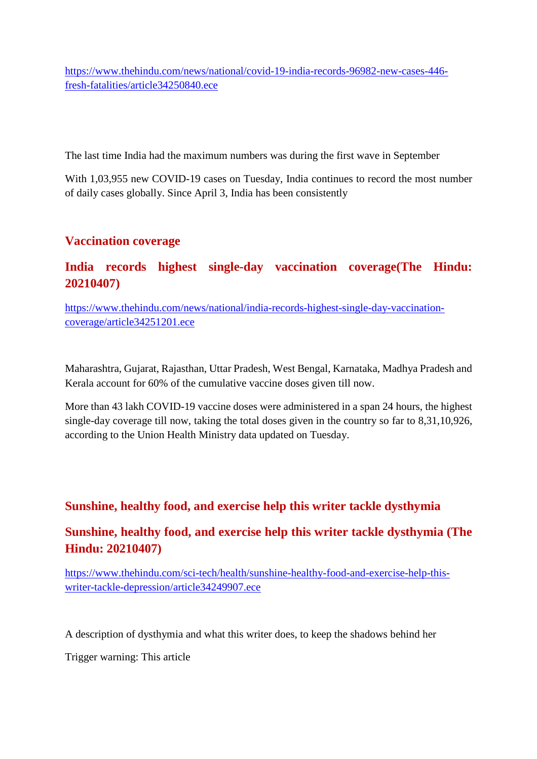https://www.thehindu.com/news/national/covid-19-india-records-96982-new-cases-446-fresh-fatalities/article34250840.ece

The last time India had the maximum numbers was during the first wave in September

With 1,03,955 new COVID-19 cases on Tuesday, India continues to record the most number of daily cases globally. Since April 3, India has been consistently

## Vaccination coverage

## India records highest single-day vaccination coverage(The Hindu: 20210407)

https://www.thehindu.com/news/national/india-records-highest-single-day-vaccination-coverage/article34251201.ece

Maharashtra, Gujarat, Rajasthan, Uttar Pradesh, West Bengal, Karnataka, Madhya Pradesh and Kerala account for 60% of the cumulative vaccine doses given till now.

More than 43 lakh COVID-19 vaccine doses were administered in a span 24 hours, the highest single-day coverage till now, taking the total doses given in the country so far to 8,31,10,926, according to the Union Health Ministry data updated on Tuesday.

## Sunshine, healthy food, and exercise help this writer tackle dysthymia

## Sunshine, healthy food, and exercise help this writer tackle dysthymia (The Hindu: 20210407)

https://www.thehindu.com/sci-tech/health/sunshine-healthy-food-and-exercise-help-this-writer-tackle-depression/article34249907.ece

A description of dysthymia and what this writer does, to keep the shadows behind her

Trigger warning: This article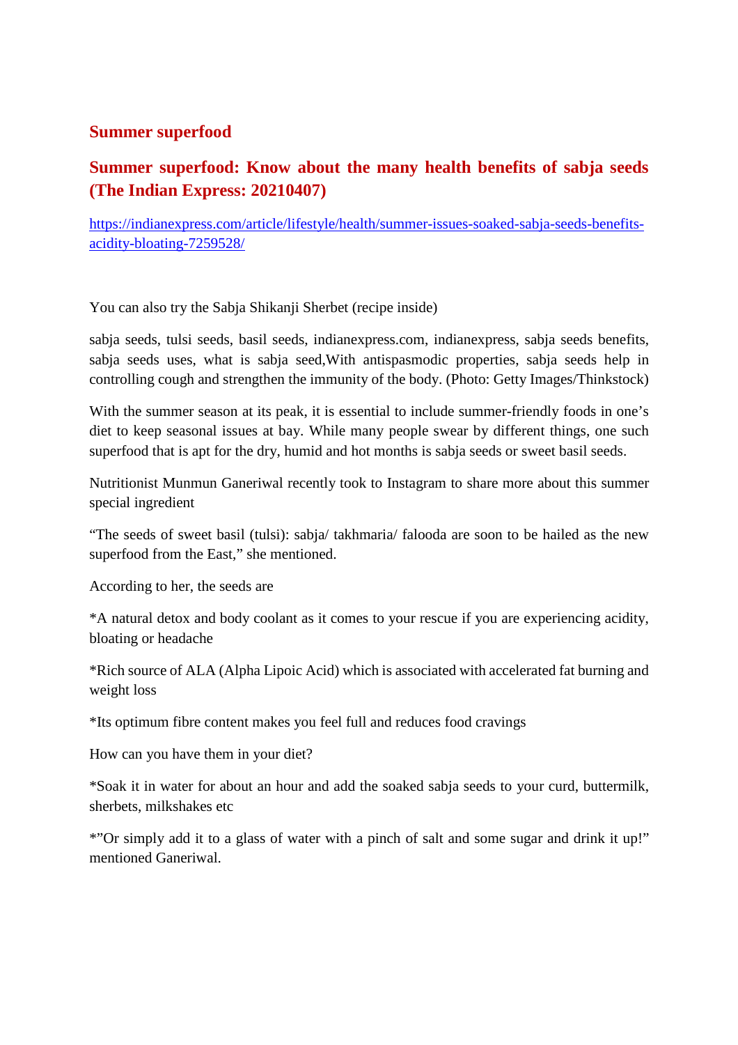## Summer superfood

## Summer superfood: Know about the many health benefits of sabja seeds (The Indian Express: 20210407)

https://indianexpress.com/article/lifestyle/health/summer-issues-soaked-sabja-seeds-benefits-acidity-bloating-7259528/

You can also try the Sabja Shikanji Sherbet (recipe inside)

sabja seeds, tulsi seeds, basil seeds, indianexpress.com, indianexpress, sabja seeds benefits, sabja seeds uses, what is sabja seed,With antispasmodic properties, sabja seeds help in controlling cough and strengthen the immunity of the body. (Photo: Getty Images/Thinkstock)

With the summer season at its peak, it is essential to include summer-friendly foods in one's diet to keep seasonal issues at bay. While many people swear by different things, one such superfood that is apt for the dry, humid and hot months is sabja seeds or sweet basil seeds.

Nutritionist Munmun Ganeriwal recently took to Instagram to share more about this summer special ingredient

"The seeds of sweet basil (tulsi): sabja/ takhmaria/ falooda are soon to be hailed as the new superfood from the East," she mentioned.

According to her, the seeds are

*A natural detox and body coolant as it comes to your rescue if you are experiencing acidity, bloating or headache

*Rich source of ALA (Alpha Lipoic Acid) which is associated with accelerated fat burning and weight loss

*Its optimum fibre content makes you feel full and reduces food cravings

How can you have them in your diet?

*Soak it in water for about an hour and add the soaked sabja seeds to your curd, buttermilk, sherbets, milkshakes etc

*"Or simply add it to a glass of water with a pinch of salt and some sugar and drink it up!" mentioned Ganeriwal.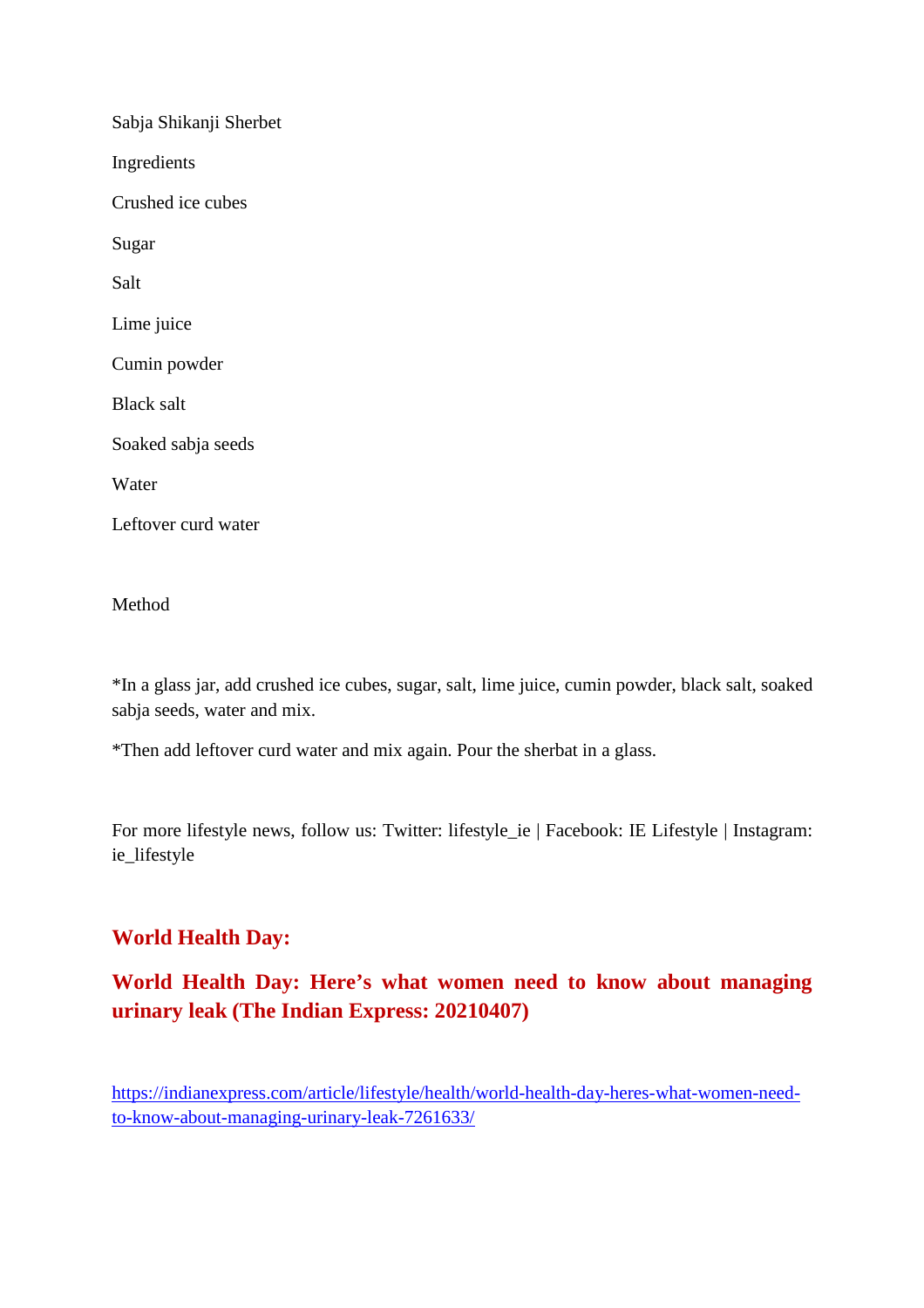Sabja Shikanji Sherbet

Ingredients

Crushed ice cubes

Sugar

Salt

Lime juice

Cumin powder

Black salt

Soaked sabja seeds

Water

Leftover curd water

Method

*In a glass jar, add crushed ice cubes, sugar, salt, lime juice, cumin powder, black salt, soaked sabja seeds, water and mix.

*Then add leftover curd water and mix again. Pour the sherbat in a glass.

For more lifestyle news, follow us: Twitter: lifestyle_ie | Facebook: IE Lifestyle | Instagram: ie_lifestyle

## World Health Day:

## World Health Day: Here's what women need to know about managing urinary leak (The Indian Express: 20210407)

https://indianexpress.com/article/lifestyle/health/world-health-day-heres-what-women-need-to-know-about-managing-urinary-leak-7261633/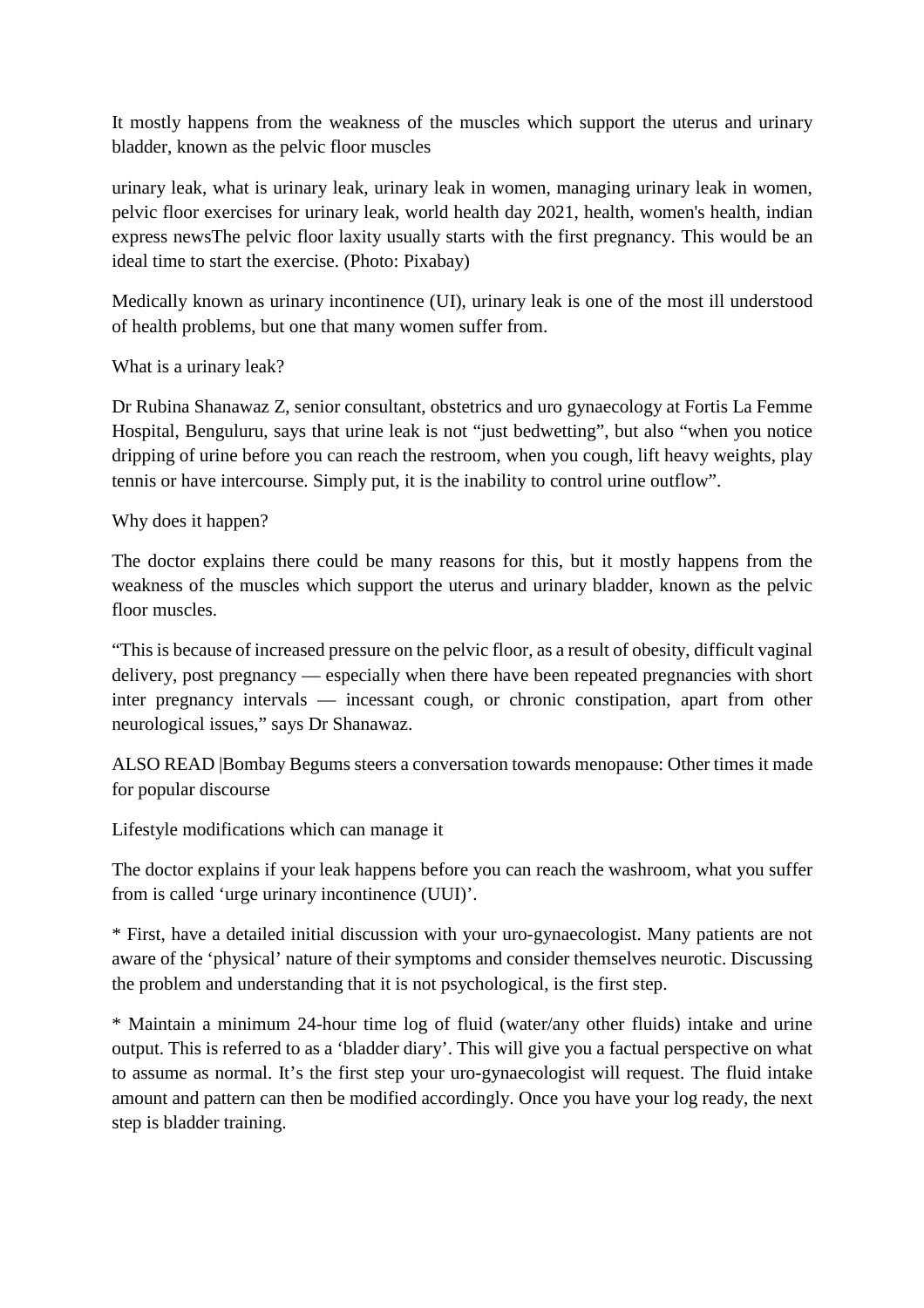It mostly happens from the weakness of the muscles which support the uterus and urinary bladder, known as the pelvic floor muscles

urinary leak, what is urinary leak, urinary leak in women, managing urinary leak in women, pelvic floor exercises for urinary leak, world health day 2021, health, women's health, indian express newsThe pelvic floor laxity usually starts with the first pregnancy. This would be an ideal time to start the exercise. (Photo: Pixabay)

Medically known as urinary incontinence (UI), urinary leak is one of the most ill understood of health problems, but one that many women suffer from.

What is a urinary leak?

Dr Rubina Shanawaz Z, senior consultant, obstetrics and uro gynaecology at Fortis La Femme Hospital, Benguluru, says that urine leak is not “just bedwetting”, but also “when you notice dripping of urine before you can reach the restroom, when you cough, lift heavy weights, play tennis or have intercourse. Simply put, it is the inability to control urine outflow”.

Why does it happen?

The doctor explains there could be many reasons for this, but it mostly happens from the weakness of the muscles which support the uterus and urinary bladder, known as the pelvic floor muscles.

“This is because of increased pressure on the pelvic floor, as a result of obesity, difficult vaginal delivery, post pregnancy — especially when there have been repeated pregnancies with short inter pregnancy intervals — incessant cough, or chronic constipation, apart from other neurological issues,” says Dr Shanawaz.

ALSO READ |Bombay Begums steers a conversation towards menopause: Other times it made for popular discourse

Lifestyle modifications which can manage it

The doctor explains if your leak happens before you can reach the washroom, what you suffer from is called ‘urge urinary incontinence (UUI)’.

* First, have a detailed initial discussion with your uro-gynaecologist. Many patients are not aware of the ‘physical’ nature of their symptoms and consider themselves neurotic. Discussing the problem and understanding that it is not psychological, is the first step.

* Maintain a minimum 24-hour time log of fluid (water/any other fluids) intake and urine output. This is referred to as a ‘bladder diary’. This will give you a factual perspective on what to assume as normal. It’s the first step your uro-gynaecologist will request. The fluid intake amount and pattern can then be modified accordingly. Once you have your log ready, the next step is bladder training.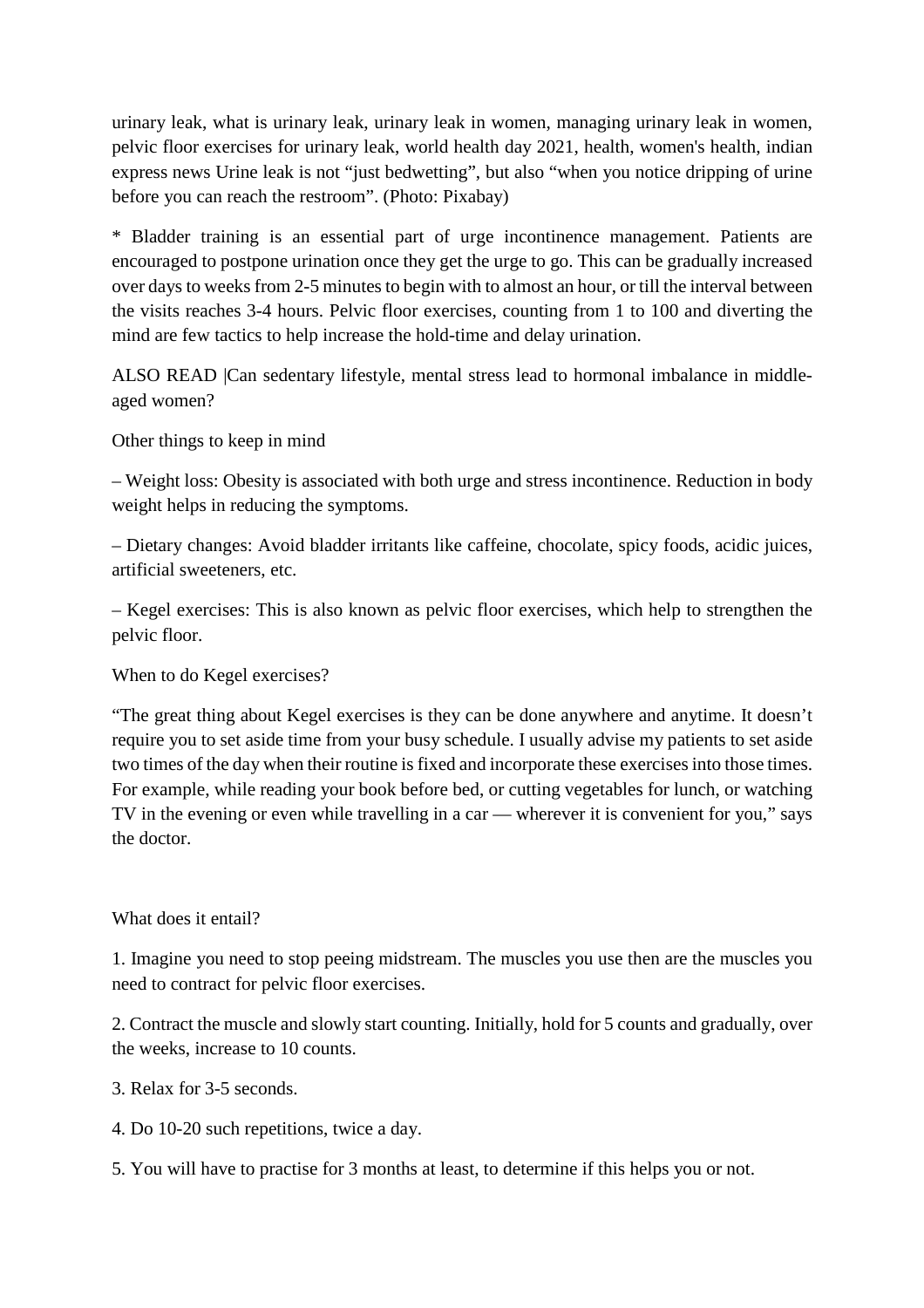urinary leak, what is urinary leak, urinary leak in women, managing urinary leak in women, pelvic floor exercises for urinary leak, world health day 2021, health, women's health, indian express news Urine leak is not "just bedwetting", but also "when you notice dripping of urine before you can reach the restroom". (Photo: Pixabay)

* Bladder training is an essential part of urge incontinence management. Patients are encouraged to postpone urination once they get the urge to go. This can be gradually increased over days to weeks from 2-5 minutes to begin with to almost an hour, or till the interval between the visits reaches 3-4 hours. Pelvic floor exercises, counting from 1 to 100 and diverting the mind are few tactics to help increase the hold-time and delay urination.

ALSO READ |Can sedentary lifestyle, mental stress lead to hormonal imbalance in middle-aged women?

Other things to keep in mind

– Weight loss: Obesity is associated with both urge and stress incontinence. Reduction in body weight helps in reducing the symptoms.

– Dietary changes: Avoid bladder irritants like caffeine, chocolate, spicy foods, acidic juices, artificial sweeteners, etc.

– Kegel exercises: This is also known as pelvic floor exercises, which help to strengthen the pelvic floor.

When to do Kegel exercises?

"The great thing about Kegel exercises is they can be done anywhere and anytime. It doesn't require you to set aside time from your busy schedule. I usually advise my patients to set aside two times of the day when their routine is fixed and incorporate these exercises into those times. For example, while reading your book before bed, or cutting vegetables for lunch, or watching TV in the evening or even while travelling in a car — wherever it is convenient for you," says the doctor.

What does it entail?

1. Imagine you need to stop peeing midstream. The muscles you use then are the muscles you need to contract for pelvic floor exercises.

2. Contract the muscle and slowly start counting. Initially, hold for 5 counts and gradually, over the weeks, increase to 10 counts.

3. Relax for 3-5 seconds.

4. Do 10-20 such repetitions, twice a day.

5. You will have to practise for 3 months at least, to determine if this helps you or not.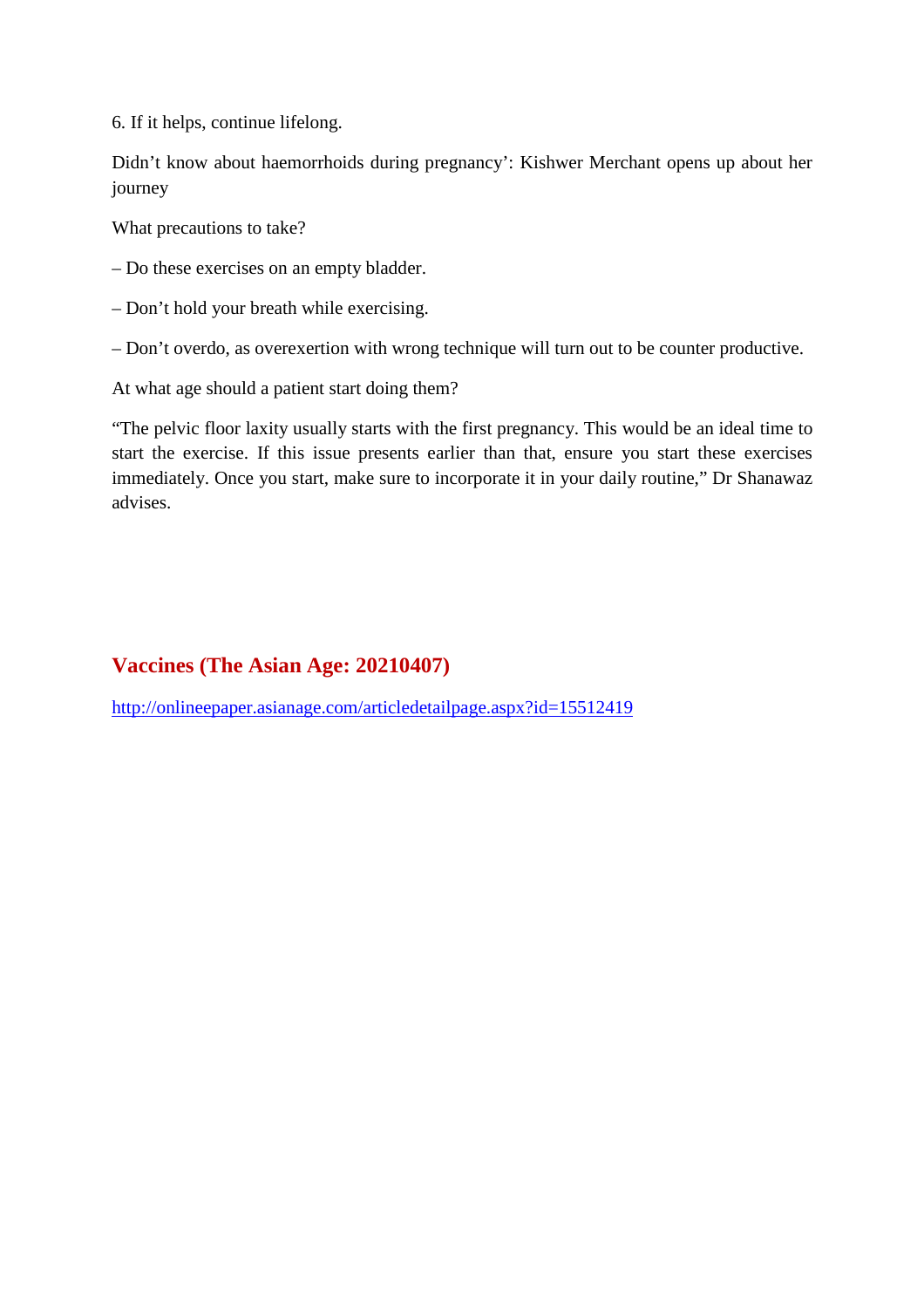6. If it helps, continue lifelong.

Didn’t know about haemorrhoids during pregnancy’: Kishwer Merchant opens up about her journey

What precautions to take?

– Do these exercises on an empty bladder.

– Don’t hold your breath while exercising.

– Don’t overdo, as overexertion with wrong technique will turn out to be counter productive.

At what age should a patient start doing them?

“The pelvic floor laxity usually starts with the first pregnancy. This would be an ideal time to start the exercise. If this issue presents earlier than that, ensure you start these exercises immediately. Once you start, make sure to incorporate it in your daily routine,” Dr Shanawaz advises.

## Vaccines (The Asian Age: 20210407)

http://onlineepaper.asianage.com/articledetailpage.aspx?id=15512419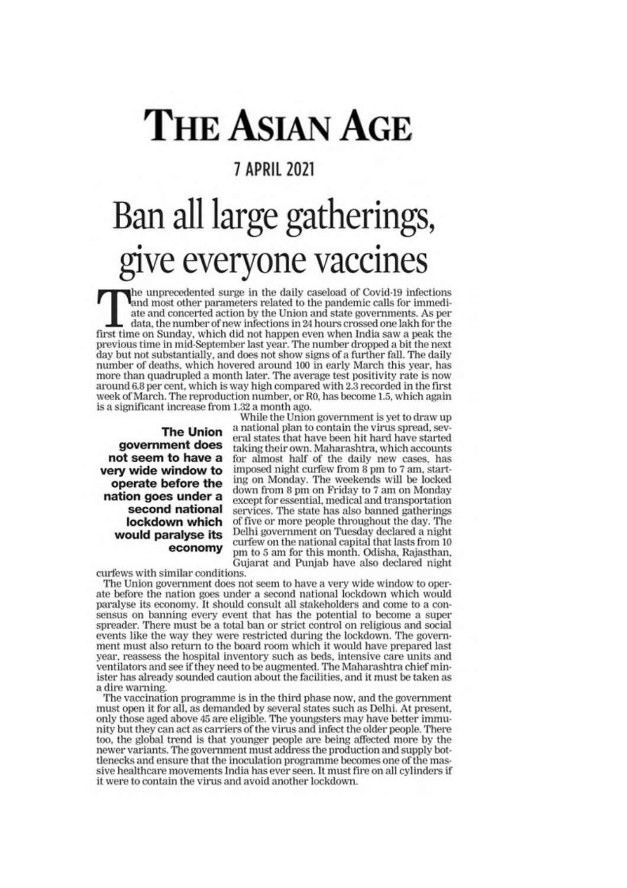# THE ASIAN AGE

**7 APRIL 2021**

# Ban all large gatherings, give everyone vaccines

The unprecedented surge in the daily caseload of Covid-19 infections and most other parameters related to the pandemic calls for immediate and concerted action by the Union and state governments. As per data, the number of new infections in 24 hours crossed one lakh for the first time on Sunday, which did not happen even when India saw a peak the previous time in mid-September last year. The number dropped a bit the next day but not substantially, and does not show signs of a further fall. The daily number of deaths, which hovered around 100 in early March this year, has more than quadrupled a month later. The average test positivity rate is now around 6.8 per cent, which is way high compared with 2.3 recorded in the first week of March. The reproduction number, or R0, has become 1.5, which again is a significant increase from 1.32 a month ago.

While the Union government is yet to draw up a national plan to contain the virus spread, several states that have been hit hard have started taking their own. Maharashtra, which accounts for almost half of the daily new cases, has imposed night curfew from 8 pm to 7 am, starting on Monday. The weekends will be locked down from 8 pm on Friday to 7 am on Monday except for essential, medical and transportation services. The state has also banned gatherings of five or more people throughout the day. The Delhi government on Tuesday declared a night curfew on the national capital that lasts from 10 pm to 5 am for this month. Odisha, Rajasthan, Gujarat and Punjab have also declared night curfews with similar conditions.

> **The Union government does not seem to have a very wide window to operate before the nation goes under a second national lockdown which would paralyse its economy**

The Union government does not seem to have a very wide window to operate before the nation goes under a second national lockdown which would paralyse its economy. It should consult all stakeholders and come to a consensus on banning every event that has the potential to become a super spreader. There must be a total ban or strict control on religious and social events like the way they were restricted during the lockdown. The government must also return to the board room which it would have prepared last year, reassess the hospital inventory such as beds, intensive care units and ventilators and see if they need to be augmented. The Maharashtra chief minister has already sounded caution about the facilities, and it must be taken as a dire warning.

The vaccination programme is in the third phase now, and the government must open it for all, as demanded by several states such as Delhi. At present, only those aged above 45 are eligible. The youngsters may have better immunity but they can act as carriers of the virus and infect the older people. There too, the global trend is that younger people are being affected more by the newer variants. The government must address the production and supply bottlenecks and ensure that the inoculation programme becomes one of the massive healthcare movements India has ever seen. It must fire on all cylinders if it were to contain the virus and avoid another lockdown.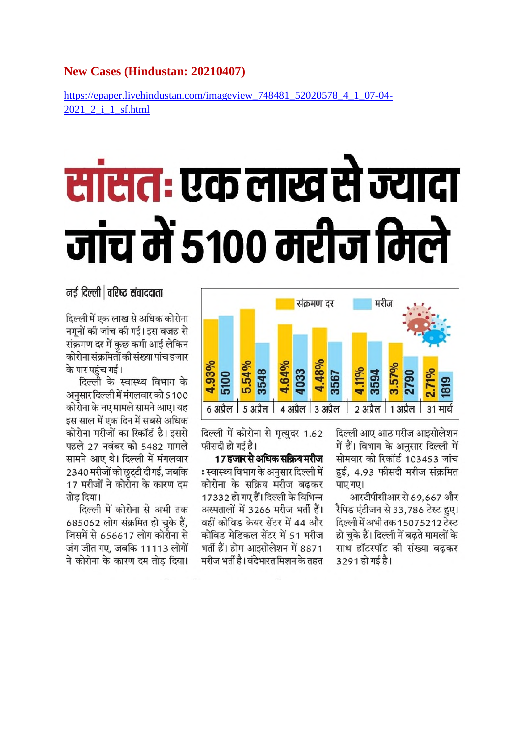**New Cases (Hindustan: 20210407)**

https://epaper.livehindustan.com/imageview_748481_52020578_4_1_07-04-2021_2_i_1_sf.html

# सांसत: एक लाख से ज्यादा जांच में 5100 मरीज मिले

नई दिल्ली | वरिष्ठ संवाददाता

दिल्ली में एक लाख से अधिक कोरोना नमूनों की जांच की गई। इस वजह से संक्रमण दर में कुछ कमी आई लेकिन कोरोना संक्रमितों की संख्या पांच हजार के पार पहुंच गई।

दिल्ली के स्वास्थ्य विभाग के अनुसार दिल्ली में मंगलवार को 5100 कोरोना के नए मामले सामने आए। यह इस साल में एक दिन में सबसे अधिक कोरोना मरीजों का रिकॉर्ड है। इससे पहले 27 नवंबर को 5482 मामले सामने आए थे। दिल्ली में मंगलवार 2340 मरीजों को छुट्टी दी गई, जबकि 17 मरीजों ने कोरोना के कारण दम तोड़ दिया।

दिल्ली में कोरोना से अभी तक 685062 लोग संक्रमित हो चुके हैं, जिसमें से 656617 लोग कोरोना से जंग जीत गए, जबकि 11113 लोगों ने कोरोना के कारण दम तोड़ दिया।

| | संक्रमण दर | मरीज |
|---|---|---|
| 6 अप्रैल | 4.93% | 5100 |
| 5 अप्रैल | 5.54% | 3548 |
| 4 अप्रैल | 4.64% | 4033 |
| 3 अप्रैल | 4.48% | 3567 |
| 2 अप्रैल | 4.11% | 3594 |
| 1 अप्रैल | 3.57% | 2790 |
| 31 मार्च | 2.71% | 1819 |

दिल्ली में कोरोना से मृत्युदर 1.62 फीसदी हो गई है।

**17 हजार से अधिक सक्रिय मरीज**: स्वास्थ्य विभाग के अनुसार दिल्ली में कोरोना के सक्रिय मरीज बढ़कर 17332 हो गए हैं। दिल्ली के विभिन्न अस्पतालों में 3266 मरीज भर्ती हैं। वहीं कोविड केयर सेंटर में 44 और कोविड मेडिकल सेंटर में 51 मरीज भर्ती हैं। होम आइसोलेशन में 8871 मरीज भर्ती है। वंदेभारत मिशन के तहत दिल्ली आए आठ मरीज आइसोलेशन में हैं। विभाग के अनुसार दिल्ली में सोमवार को रिकॉर्ड 103453 जांच हुई, 4.93 फीसदी मरीज संक्रमित पाए गए।

आरटीपीसीआर से 69,667 और रैपिड एंटीजन से 33,786 टेस्ट हुए। दिल्ली में अभी तक 15075212 टेस्ट हो चुके हैं। दिल्ली में बढ़ते मामलों के साथ हॉटस्पॉट की संख्या बढ़कर 3291 हो गई है।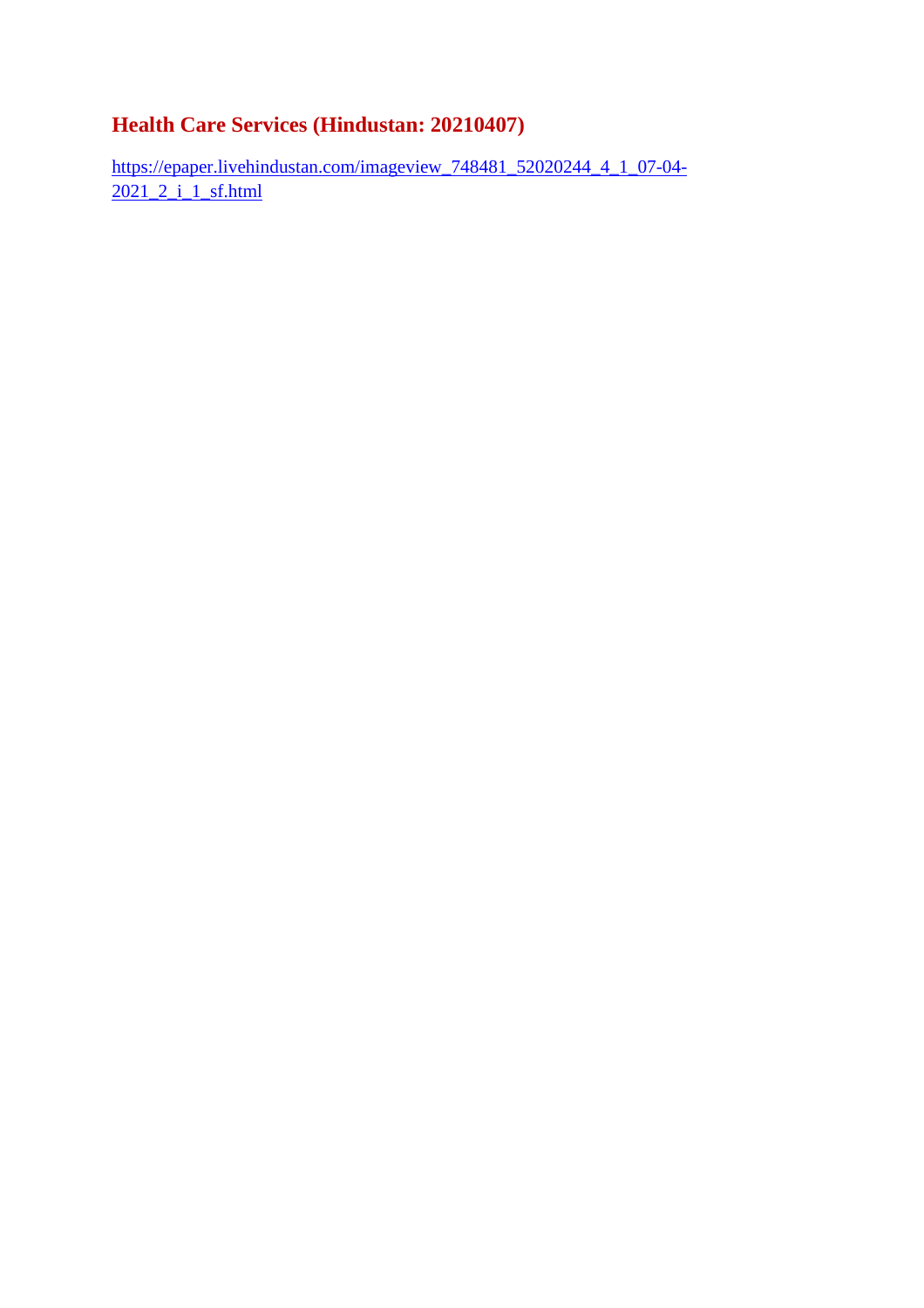## Health Care Services (Hindustan: 20210407)

https://epaper.livehindustan.com/imageview_748481_52020244_4_1_07-04-2021_2_i_1_sf.html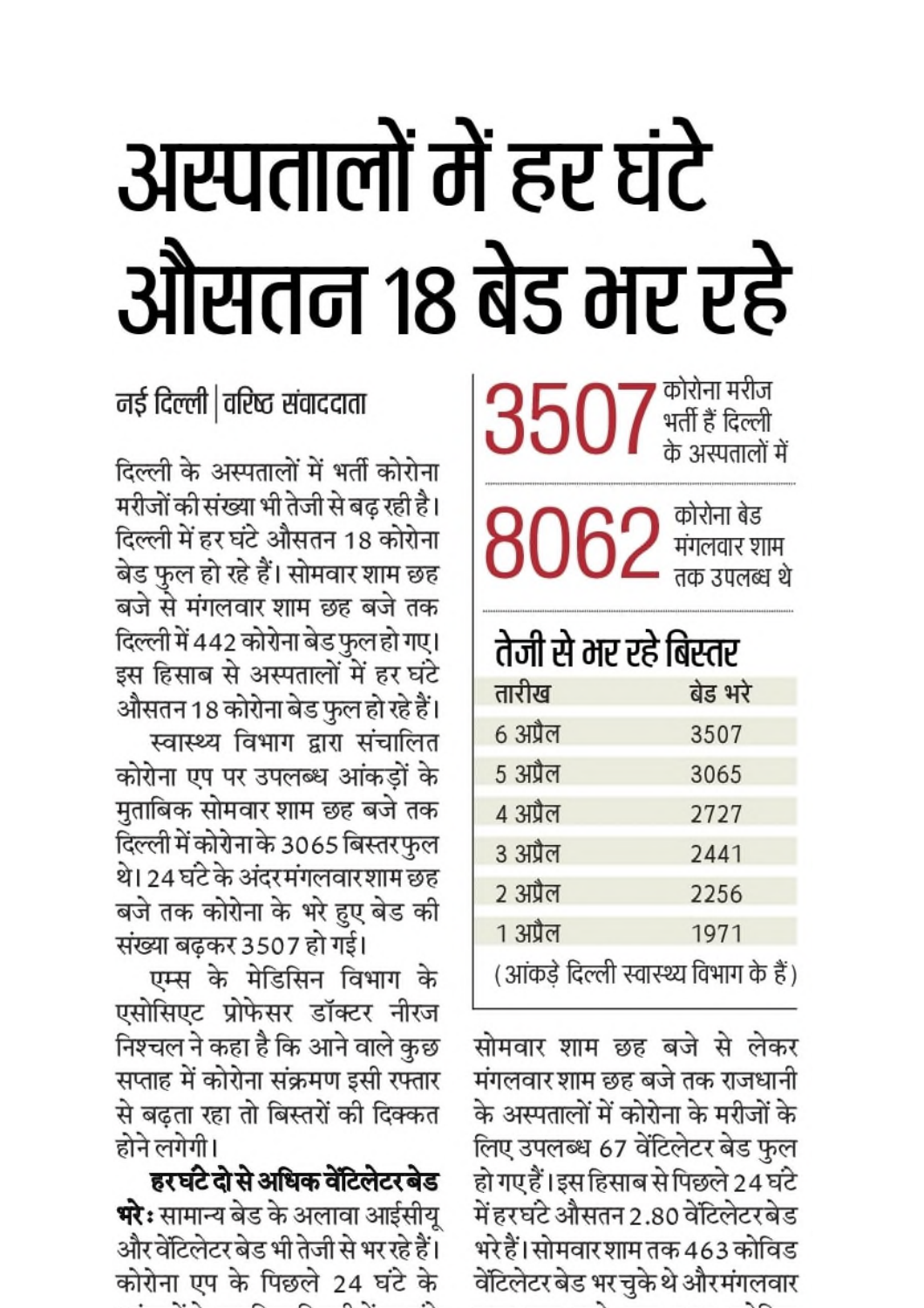# अस्पतालों में हर घंटे औसतन 18 बेड भर रहे

नई दिल्ली | वरिष्ठ संवाददाता

दिल्ली के अस्पतालों में भर्ती कोरोना मरीजों की संख्या भी तेजी से बढ़ रही है। दिल्ली में हर घंटे औसतन 18 कोरोना बेड फुल हो रहे हैं। सोमवार शाम छह बजे से मंगलवार शाम छह बजे तक दिल्ली में 442 कोरोना बेड फुल हो गए। इस हिसाब से अस्पतालों में हर घंटे औसतन 18 कोरोना बेड फुल हो रहे हैं।

स्वास्थ्य विभाग द्वारा संचालित कोरोना एप पर उपलब्ध आंकड़ों के मुताबिक सोमवार शाम छह बजे तक दिल्ली में कोरोना के 3065 बिस्तर फुल थे। 24 घंटे के अंदर मंगलवार शाम छह बजे तक कोरोना के भरे हुए बेड की संख्या बढ़कर 3507 हो गई।

एम्स के मेडिसिन विभाग के एसोसिएट प्रोफेसर डॉक्टर नीरज निश्चल ने कहा है कि आने वाले कुछ सप्ताह में कोरोना संक्रमण इसी रफ्तार से बढ़ता रहा तो बिस्तरों की दिक्कत होने लगेगी।

**हर घंटे दो से अधिक वेंटिलेटर बेड भरे:** सामान्य बेड के अलावा आईसीयू और वेंटिलेटर बेड भी तेजी से भर रहे हैं। कोरोना एप के पिछले 24 घंटे के

**3507** कोरोना मरीज भर्ती हैं दिल्ली के अस्पतालों में

**8062** कोरोना बेड मंगलवार शाम तक उपलब्ध थे

## तेजी से भर रहे बिस्तर

| तारीख | बेड भरे |
|---|---|
| 6 अप्रैल | 3507 |
| 5 अप्रैल | 3065 |
| 4 अप्रैल | 2727 |
| 3 अप्रैल | 2441 |
| 2 अप्रैल | 2256 |
| 1 अप्रैल | 1971 |

(आंकड़े दिल्ली स्वास्थ्य विभाग के हैं)

सोमवार शाम छह बजे से लेकर मंगलवार शाम छह बजे तक राजधानी के अस्पतालों में कोरोना के मरीजों के लिए उपलब्ध 67 वेंटिलेटर बेड फुल हो गए हैं। इस हिसाब से पिछले 24 घंटे में हर घंटे औसतन 2.80 वेंटिलेटर बेड भरे हैं। सोमवार शाम तक 463 कोविड वेंटिलेटर बेड भर चुके थे और मंगलवार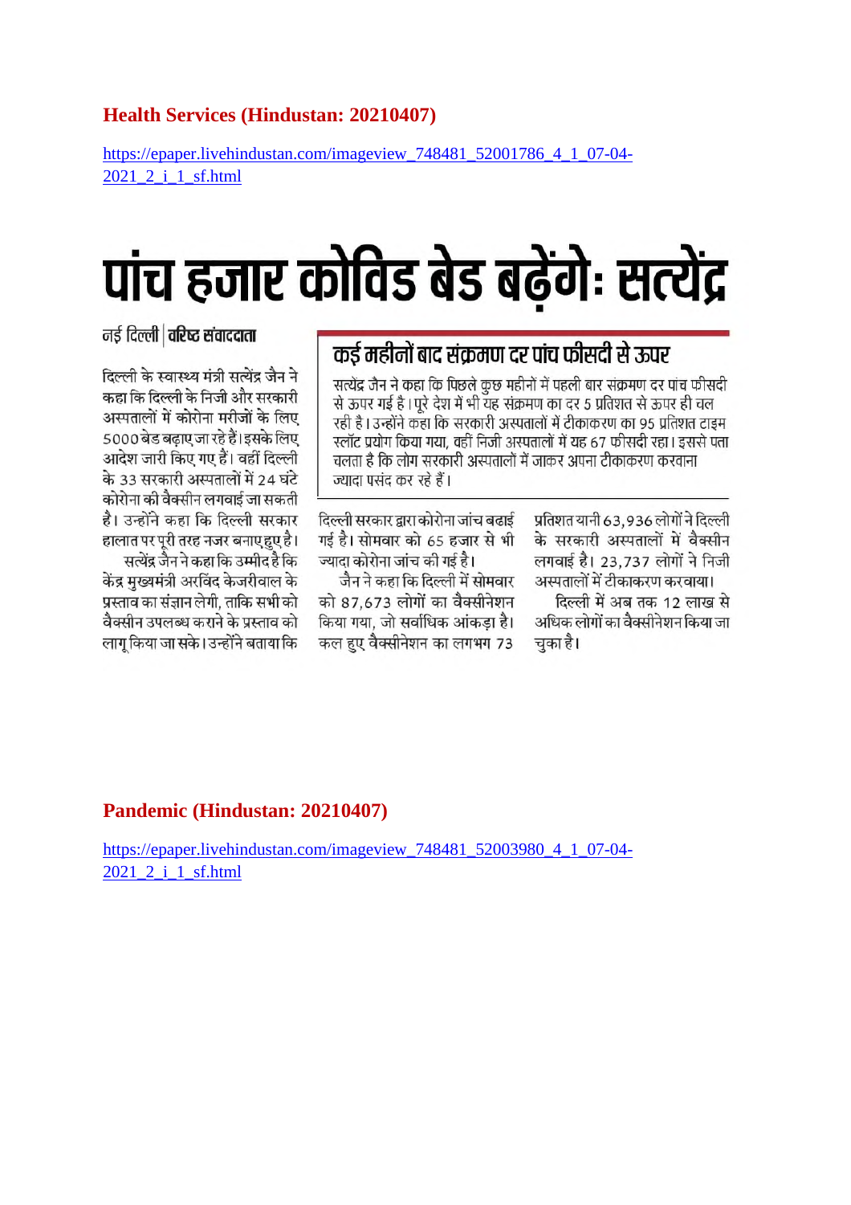## Health Services (Hindustan: 20210407)

https://epaper.livehindustan.com/imageview_748481_52001786_4_1_07-04-2021_2_i_1_sf.html

# पांच हजार कोविड बेड बढ़ेंगे: सत्येंद्र

नई दिल्ली | वरिष्ठ संवाददाता

दिल्ली के स्वास्थ्य मंत्री सत्येंद्र जैन ने कहा कि दिल्ली के निजी और सरकारी अस्पतालों में कोरोना मरीजों के लिए 5000 बेड बढ़ाए जा रहे हैं। इसके लिए आदेश जारी किए गए हैं। वहीं दिल्ली के 33 सरकारी अस्पतालों में 24 घंटे कोरोना की वैक्सीन लगवाई जा सकती है। उन्होंने कहा कि दिल्ली सरकार हालात पर पूरी तरह नजर बनाए हुए है।

सत्येंद्र जैन ने कहा कि उम्मीद है कि केंद्र मुख्यमंत्री अरविंद केजरीवाल के प्रस्ताव का संज्ञान लेगी, ताकि सभी को वैक्सीन उपलब्ध कराने के प्रस्ताव को लागू किया जा सके। उन्होंने बताया कि दिल्ली सरकार द्वारा कोरोना जांच बढ़ाई गई है। सोमवार को 65 हजार से भी ज्यादा कोरोना जांच की गई है।

जैन ने कहा कि दिल्ली में सोमवार को 87,673 लोगों का वैक्सीनेशन किया गया, जो सर्वाधिक आंकड़ा है। कल हुए वैक्सीनेशन का लगभग 73 प्रतिशत यानी 63,936 लोगों ने दिल्ली के सरकारी अस्पतालों में वैक्सीन लगवाई है। 23,737 लोगों ने निजी अस्पतालों में टीकाकरण करवाया।

दिल्ली में अब तक 12 लाख से अधिक लोगों का वैक्सीनेशन किया जा चुका है।

### कई महीनों बाद संक्रमण दर पांच फीसदी से ऊपर

सत्येंद्र जैन ने कहा कि पिछले कुछ महीनों में पहली बार संक्रमण दर पांच फीसदी से ऊपर गई है। पूरे देश में भी यह संक्रमण का दर 5 प्रतिशत से ऊपर ही चल रही है। उन्होंने कहा कि सरकारी अस्पतालों में टीकाकरण का 95 प्रतिशत टाइम स्लॉट प्रयोग किया गया, वहीं निजी अस्पतालों में यह 67 फीसदी रहा। इससे पता चलता है कि लोग सरकारी अस्पतालों में जाकर अपना टीकाकरण करवाना ज्यादा पसंद कर रहे हैं।

## Pandemic (Hindustan: 20210407)

https://epaper.livehindustan.com/imageview_748481_52003980_4_1_07-04-2021_2_i_1_sf.html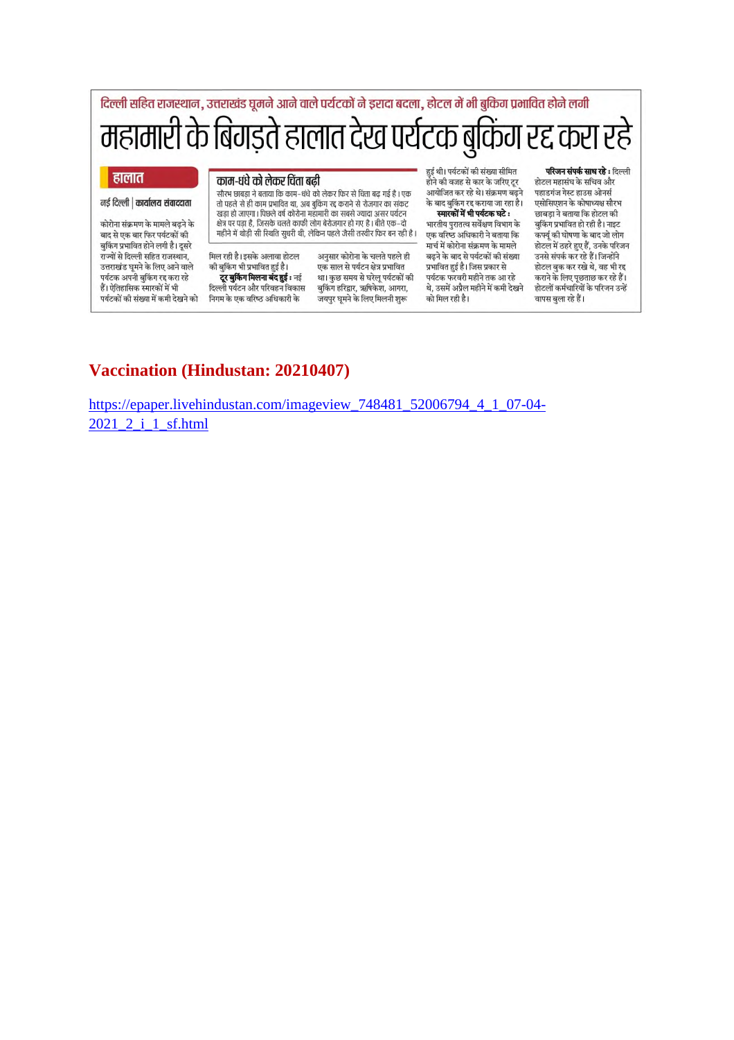दिल्ली सहित राजस्थान, उत्तराखंड घूमने आने वाले पर्यटकों ने इरादा बदला, होटल में भी बुकिंग प्रभावित होने लगी

# महामारी के बिगड़ते हालात देख पर्यटक बुकिंग रद्द करा रहे

**हालात**

**नई दिल्ली | कार्यालय संवाददाता**

कोरोना संक्रमण के मामले बढ़ने के बाद से एक बार फिर पर्यटकों की बुकिंग प्रभावित होने लगी है। दूसरे राज्यों से दिल्ली सहित राजस्थान, उत्तराखंड घूमने के लिए आने वाले पर्यटक अपनी बुकिंग रद्द करा रहे हैं। ऐतिहासिक स्मारकों में भी पर्यटकों की संख्या में कमी देखने को मिल रही है। इसके अलावा होटल की बुकिंग भी प्रभावित हुई है।

**टूर बुकिंग मिलना बंद हुई :** नई दिल्ली पर्यटन और परिवहन विकास निगम के एक वरिष्ठ अधिकारी के अनुसार कोरोना के चलते पहले ही एक साल से पर्यटन क्षेत्र प्रभावित था। कुछ समय से घरेलू पर्यटकों की बुकिंग हरिद्वार, ऋषिकेश, आगरा, जयपुर घूमने के लिए मिलनी शुरू हुई थी। पर्यटकों की संख्या सीमित होने की वजह से कार के जरिए टूर आयोजित कर रहे थे। संक्रमण बढ़ने के बाद बुकिंग रद्द कराया जा रहा है।

## काम-धंधे को लेकर चिंता बढ़ी

सौरभ छाबड़ा ने बताया कि काम-धंधे को लेकर फिर से चिंता बढ़ गई है। एक तो पहले से ही काम प्रभावित था, अब बुकिंग रद्द कराने से रोजगार का संकट खड़ा हो जाएगा। पिछले वर्ष कोरोना महामारी का सबसे ज्यादा असर पर्यटन क्षेत्र पर पड़ा है, जिसके चलते काफी लोग बेरोजगार हो गए हैं। बीते एक-दो महीने में थोड़ी सी स्थिति सुधरी थी, लेकिन पहले जैसी तस्वीर फिर बन रही है।

**स्मारकों में भी पर्यटक घटे :** भारतीय पुरातत्व सर्वेक्षण विभाग के एक वरिष्ठ अधिकारी ने बताया कि मार्च में कोरोना संक्रमण के मामले बढ़ने के बाद से पर्यटकों की संख्या प्रभावित हुई है। जिस प्रकार से पर्यटक फरवरी महीने तक आ रहे थे, उसमें अप्रैल महीने में कमी देखने को मिल रही है।

**परिजन संपर्क साध रहे :** दिल्ली होटल महासंघ के सचिव और पहाड़गंज गेस्ट हाउस ओनर्स एसोसिएशन के कोषाध्यक्ष सौरभ छाबड़ा ने बताया कि होटल की बुकिंग प्रभावित हो रही है। नाइट कर्फ्यू की घोषणा के बाद जो लोग होटल में ठहरे हुए हैं, उनके परिजन उनसे संपर्क कर रहे हैं। जिन्होंने होटल बुक कर रखे थे, वह भी रद्द कराने के लिए पूछताछ कर रहे हैं। होटलों कर्मचारियों के परिजन उन्हें वापस बुला रहे हैं।

## Vaccination (Hindustan: 20210407)

https://epaper.livehindustan.com/imageview_748481_52006794_4_1_07-04-2021_2_i_1_sf.html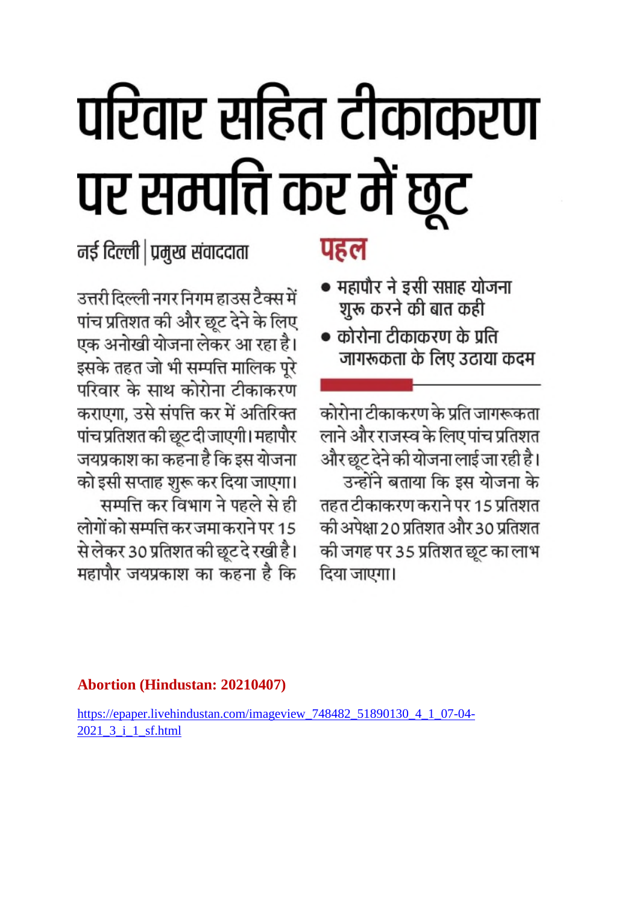# परिवार सहित टीकाकरण पर सम्पत्ति कर में छूट

नई दिल्ली | प्रमुख संवाददाता

उत्तरी दिल्ली नगर निगम हाउस टैक्स में पांच प्रतिशत की और छूट देने के लिए एक अनोखी योजना लेकर आ रहा है। इसके तहत जो भी सम्पत्ति मालिक पूरे परिवार के साथ कोरोना टीकाकरण कराएगा, उसे संपत्ति कर में अतिरिक्त पांच प्रतिशत की छूट दी जाएगी। महापौर जयप्रकाश का कहना है कि इस योजना को इसी सप्ताह शुरू कर दिया जाएगा।

सम्पत्ति कर विभाग ने पहले से ही लोगों को सम्पत्ति कर जमा कराने पर 15 से लेकर 30 प्रतिशत की छूट दे रखी है। महापौर जयप्रकाश का कहना है कि कोरोना टीकाकरण के प्रति जागरूकता लाने और राजस्व के लिए पांच प्रतिशत और छूट देने की योजना लाई जा रही है।

उन्होंने बताया कि इस योजना के तहत टीकाकरण कराने पर 15 प्रतिशत की अपेक्षा 20 प्रतिशत और 30 प्रतिशत की जगह पर 35 प्रतिशत छूट का लाभ दिया जाएगा।

## पहल

- महापौर ने इसी सप्ताह योजना शुरू करने की बात कही
- कोरोना टीकाकरण के प्रति जागरूकता के लिए उठाया कदम

**Abortion (Hindustan: 20210407)**

https://epaper.livehindustan.com/imageview_748482_51890130_4_1_07-04-2021_3_i_1_sf.html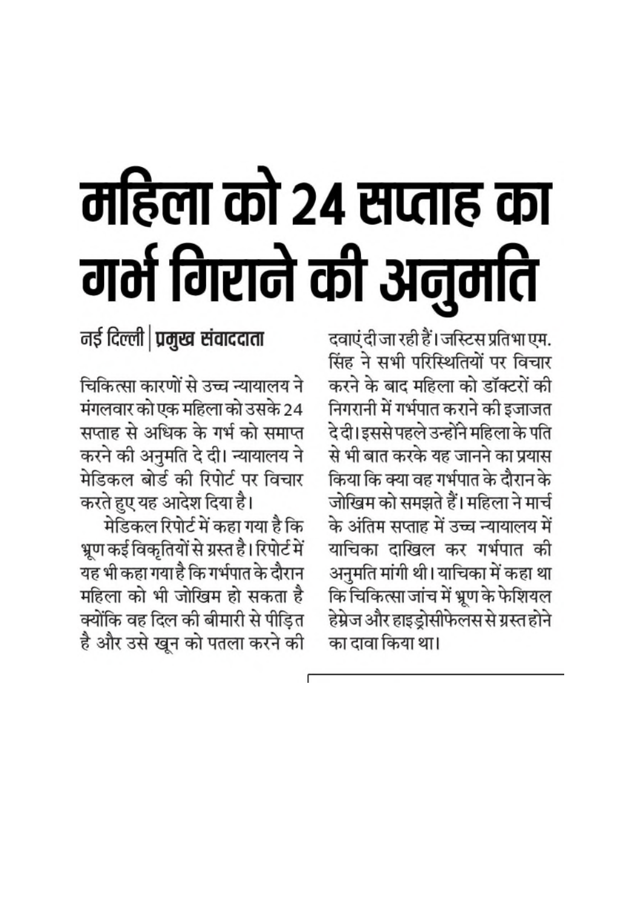# महिला को 24 सप्ताह का गर्भ गिराने की अनुमति

नई दिल्ली | **प्रमुख संवाददाता**

चिकित्सा कारणों से उच्च न्यायालय ने मंगलवार को एक महिला को उसके 24 सप्ताह से अधिक के गर्भ को समाप्त करने की अनुमति दे दी। न्यायालय ने मेडिकल बोर्ड की रिपोर्ट पर विचार करते हुए यह आदेश दिया है।

मेडिकल रिपोर्ट में कहा गया है कि भ्रूण कई विकृतियों से ग्रस्त है। रिपोर्ट में यह भी कहा गया है कि गर्भपात के दौरान महिला को भी जोखिम हो सकता है क्योंकि वह दिल की बीमारी से पीड़ित है और उसे खून को पतला करने की दवाएं दी जा रही हैं। जस्टिस प्रतिभा एम. सिंह ने सभी परिस्थितियों पर विचार करने के बाद महिला को डॉक्टरों की निगरानी में गर्भपात कराने की इजाजत दे दी। इससे पहले उन्होंने महिला के पति से भी बात करके यह जानने का प्रयास किया कि क्या वह गर्भपात के दौरान के जोखिम को समझते हैं। महिला ने मार्च के अंतिम सप्ताह में उच्च न्यायालय में याचिका दाखिल कर गर्भपात की अनुमति मांगी थी। याचिका में कहा था कि चिकित्सा जांच में भ्रूण के फेशियल हेम्रेज और हाइड्रोसीफेलस से ग्रस्त होने का दावा किया था।